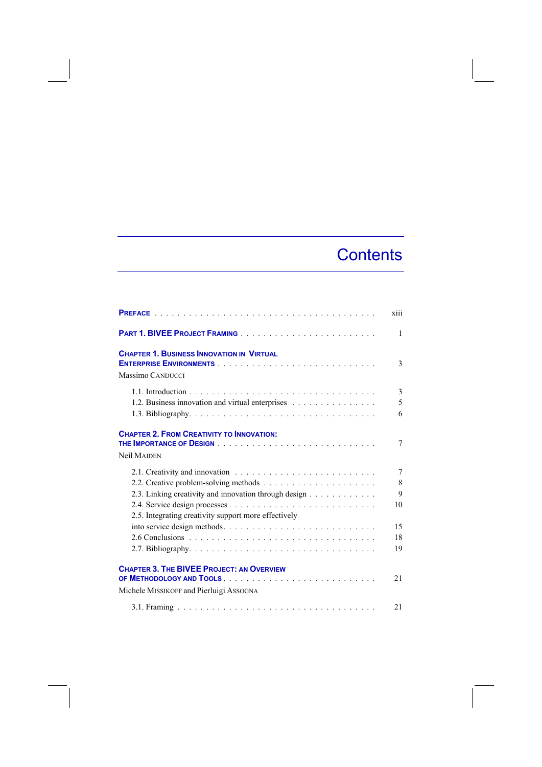# Contents

PREFACE . . . . . . . . . . . . . . . . . . . . . . . . . . . . . . . . . . . . . . xiii

PART 1. BIVEE PROJECT FRAMING . . . . . . . . . . . . . . . . . . . . . . . 1

CHAPTER 1. BUSINESS INNOVATION IN VIRTUAL ENTERPRISE ENVIRONMENTS . . . . . . . . . . . . . . . . . . . . . . . . . . . 3

Massimo CANDUCCI

1.1. Introduction . . . . . . . . . . . . . . . . . . . . . . . . . . . . . . . . . 3
1.2. Business innovation and virtual enterprises . . . . . . . . . . . . . . . 5
1.3. Bibliography. . . . . . . . . . . . . . . . . . . . . . . . . . . . . . . . . 6

CHAPTER 2. FROM CREATIVITY TO INNOVATION: THE IMPORTANCE OF DESIGN . . . . . . . . . . . . . . . . . . . . . . . . . . . 7

Neil MAIDEN

2.1. Creativity and innovation . . . . . . . . . . . . . . . . . . . . . . . . . 7
2.2. Creative problem-solving methods . . . . . . . . . . . . . . . . . . . . 8
2.3. Linking creativity and innovation through design . . . . . . . . . . . 9
2.4. Service design processes . . . . . . . . . . . . . . . . . . . . . . . . . 10
2.5. Integrating creativity support more effectively into service design methods. . . . . . . . . . . . . . . . . . . . . . . . . . 15
2.6 Conclusions . . . . . . . . . . . . . . . . . . . . . . . . . . . . . . . . . 18
2.7. Bibliography. . . . . . . . . . . . . . . . . . . . . . . . . . . . . . . . . 19

CHAPTER 3. THE BIVEE PROJECT: AN OVERVIEW OF METHODOLOGY AND TOOLS . . . . . . . . . . . . . . . . . . . . . . . . . . 21

Michele MISSIKOFF and Pierluigi ASSOGNA

3.1. Framing . . . . . . . . . . . . . . . . . . . . . . . . . . . . . . . . . . . 21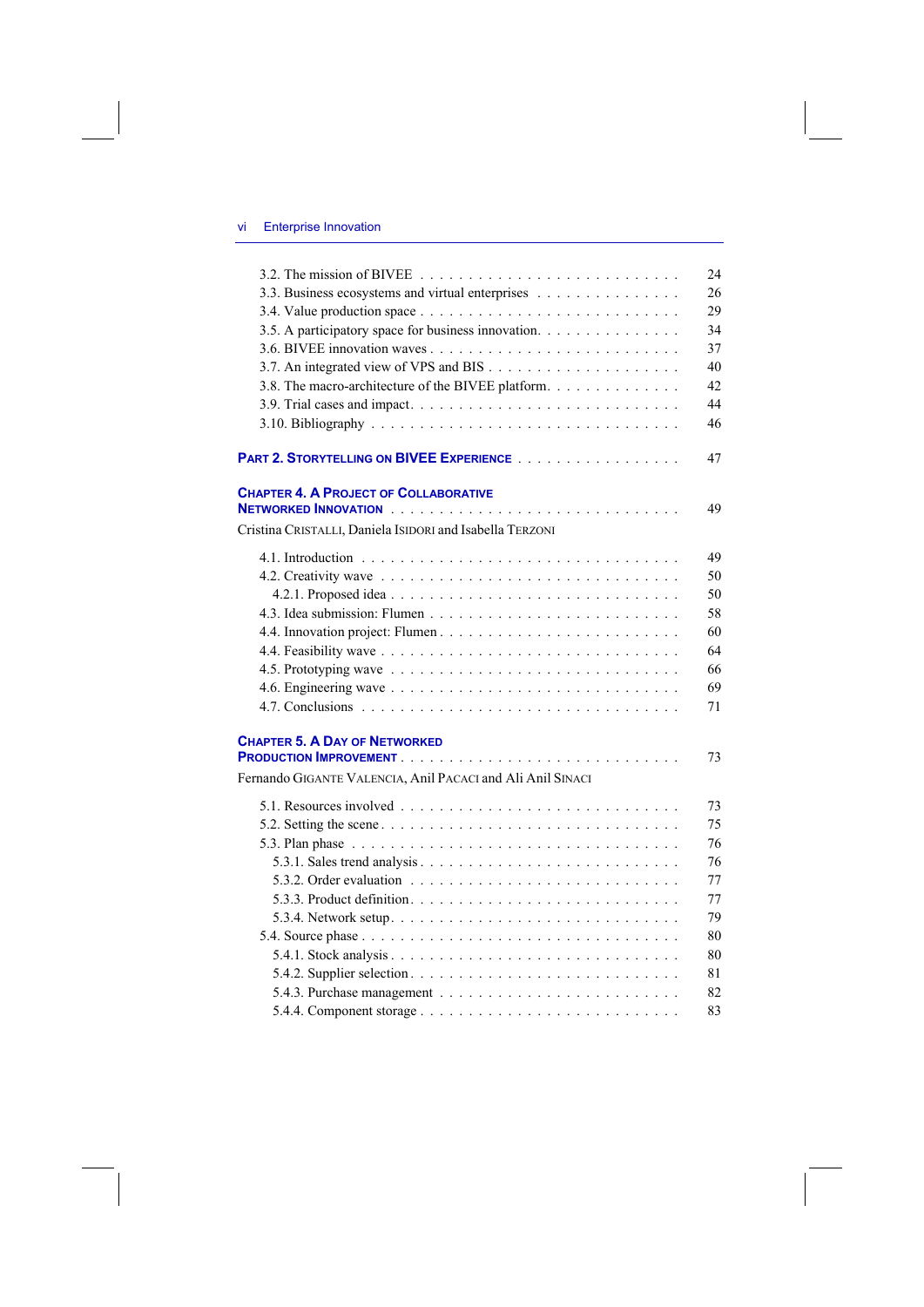3.2. The mission of BIVEE . . . . . . . . . . . . . . . . . . . . . . . . . . 24
3.3. Business ecosystems and virtual enterprises . . . . . . . . . . . . . . . 26
3.4. Value production space . . . . . . . . . . . . . . . . . . . . . . . . . 29
3.5. A participatory space for business innovation. . . . . . . . . . . . . . 34
3.6. BIVEE innovation waves . . . . . . . . . . . . . . . . . . . . . . . . 37
3.7. An integrated view of VPS and BIS . . . . . . . . . . . . . . . . . . . 40
3.8. The macro-architecture of the BIVEE platform. . . . . . . . . . . . . 42
3.9. Trial cases and impact. . . . . . . . . . . . . . . . . . . . . . . . . . 44
3.10. Bibliography . . . . . . . . . . . . . . . . . . . . . . . . . . . . . . 46

**PART 2. STORYTELLING ON BIVEE EXPERIENCE** . . . . . . . . . . . . . . . . . 47

**CHAPTER 4. A PROJECT OF COLLABORATIVE NETWORKED INNOVATION** . . . . . . . . . . . . . . . . . . . . . . . . . . . 49
Cristina CRISTALLI, Daniela ISIDORI and Isabella TERZONI

4.1. Introduction . . . . . . . . . . . . . . . . . . . . . . . . . . . . . . . 49
4.2. Creativity wave . . . . . . . . . . . . . . . . . . . . . . . . . . . . . 50
4.2.1. Proposed idea . . . . . . . . . . . . . . . . . . . . . . . . . . . . . 50
4.3. Idea submission: Flumen . . . . . . . . . . . . . . . . . . . . . . . . 58
4.4. Innovation project: Flumen . . . . . . . . . . . . . . . . . . . . . . . 60
4.4. Feasibility wave . . . . . . . . . . . . . . . . . . . . . . . . . . . . . 64
4.5. Prototyping wave . . . . . . . . . . . . . . . . . . . . . . . . . . . . 66
4.6. Engineering wave . . . . . . . . . . . . . . . . . . . . . . . . . . . . 69
4.7. Conclusions . . . . . . . . . . . . . . . . . . . . . . . . . . . . . . . 71

**CHAPTER 5. A DAY OF NETWORKED PRODUCTION IMPROVEMENT** . . . . . . . . . . . . . . . . . . . . . . . . . . 73
Fernando GIGANTE VALENCIA, Anil PACACI and Ali Anil SINACI

5.1. Resources involved . . . . . . . . . . . . . . . . . . . . . . . . . . . 73
5.2. Setting the scene . . . . . . . . . . . . . . . . . . . . . . . . . . . . 75
5.3. Plan phase . . . . . . . . . . . . . . . . . . . . . . . . . . . . . . . 76
5.3.1. Sales trend analysis . . . . . . . . . . . . . . . . . . . . . . . . . . 76
5.3.2. Order evaluation . . . . . . . . . . . . . . . . . . . . . . . . . . . 77
5.3.3. Product definition . . . . . . . . . . . . . . . . . . . . . . . . . . . 77
5.3.4. Network setup . . . . . . . . . . . . . . . . . . . . . . . . . . . . . 79
5.4. Source phase . . . . . . . . . . . . . . . . . . . . . . . . . . . . . . 80
5.4.1. Stock analysis . . . . . . . . . . . . . . . . . . . . . . . . . . . . . 80
5.4.2. Supplier selection . . . . . . . . . . . . . . . . . . . . . . . . . . . 81
5.4.3. Purchase management . . . . . . . . . . . . . . . . . . . . . . . . 82
5.4.4. Component storage . . . . . . . . . . . . . . . . . . . . . . . . . . 83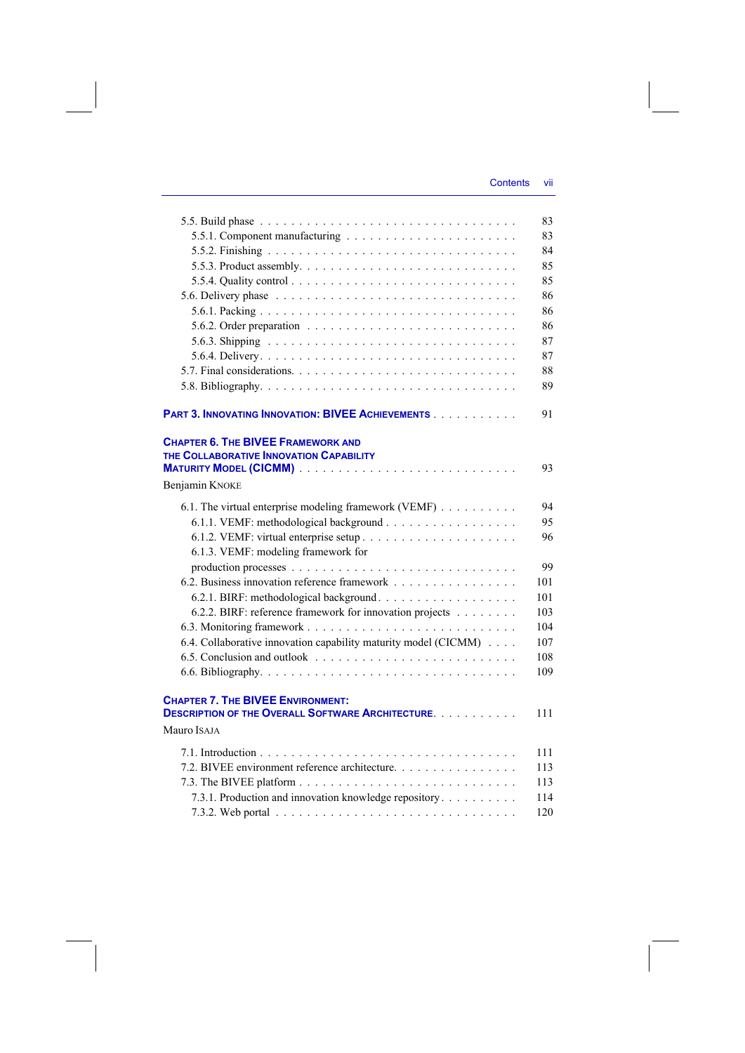5.5. Build phase . . . . . . . . . . . . . . . . . . . . . . . . . . . . . . . 83
  5.5.1. Component manufacturing . . . . . . . . . . . . . . . . . . . . . 83
  5.5.2. Finishing . . . . . . . . . . . . . . . . . . . . . . . . . . . . 84
  5.5.3. Product assembly. . . . . . . . . . . . . . . . . . . . . . . . . 85
  5.5.4. Quality control . . . . . . . . . . . . . . . . . . . . . . . . . 85
5.6. Delivery phase . . . . . . . . . . . . . . . . . . . . . . . . . . . . . 86
  5.6.1. Packing . . . . . . . . . . . . . . . . . . . . . . . . . . . . . 86
  5.6.2. Order preparation . . . . . . . . . . . . . . . . . . . . . . . . 86
  5.6.3. Shipping . . . . . . . . . . . . . . . . . . . . . . . . . . . . 87
  5.6.4. Delivery. . . . . . . . . . . . . . . . . . . . . . . . . . . . . 87
5.7. Final considerations. . . . . . . . . . . . . . . . . . . . . . . . . . . 88
5.8. Bibliography. . . . . . . . . . . . . . . . . . . . . . . . . . . . . . . 89

**PART 3. INNOVATING INNOVATION: BIVEE ACHIEVEMENTS** . . . . . . . . . . . 91

**CHAPTER 6. THE BIVEE FRAMEWORK AND THE COLLABORATIVE INNOVATION CAPABILITY MATURITY MODEL (CICMM)** . . . . . . . . . . . . . . . . . . . . . . . . . . 93

Benjamin KNOKE

6.1. The virtual enterprise modeling framework (VEMF) . . . . . . . . . . 94
  6.1.1. VEMF: methodological background . . . . . . . . . . . . . . . . . 95
  6.1.2. VEMF: virtual enterprise setup . . . . . . . . . . . . . . . . . . . 96
  6.1.3. VEMF: modeling framework for production processes . . . . . . . . . . . . . . . . . . . . . . . . . . . 99
6.2. Business innovation reference framework . . . . . . . . . . . . . . . . 101
  6.2.1. BIRF: methodological background. . . . . . . . . . . . . . . . . . 101
  6.2.2. BIRF: reference framework for innovation projects . . . . . . . . 103
6.3. Monitoring framework . . . . . . . . . . . . . . . . . . . . . . . . . . 104
6.4. Collaborative innovation capability maturity model (CICMM) . . . . 107
6.5. Conclusion and outlook . . . . . . . . . . . . . . . . . . . . . . . . . 108
6.6. Bibliography. . . . . . . . . . . . . . . . . . . . . . . . . . . . . . . 109

**CHAPTER 7. THE BIVEE ENVIRONMENT: DESCRIPTION OF THE OVERALL SOFTWARE ARCHITECTURE**. . . . . . . . . . 111

Mauro ISAJA

7.1. Introduction . . . . . . . . . . . . . . . . . . . . . . . . . . . . . . . 111
7.2. BIVEE environment reference architecture. . . . . . . . . . . . . . . . 113
7.3. The BIVEE platform . . . . . . . . . . . . . . . . . . . . . . . . . . . 113
  7.3.1. Production and innovation knowledge repository . . . . . . . . . . 114
  7.3.2. Web portal . . . . . . . . . . . . . . . . . . . . . . . . . . . . . 120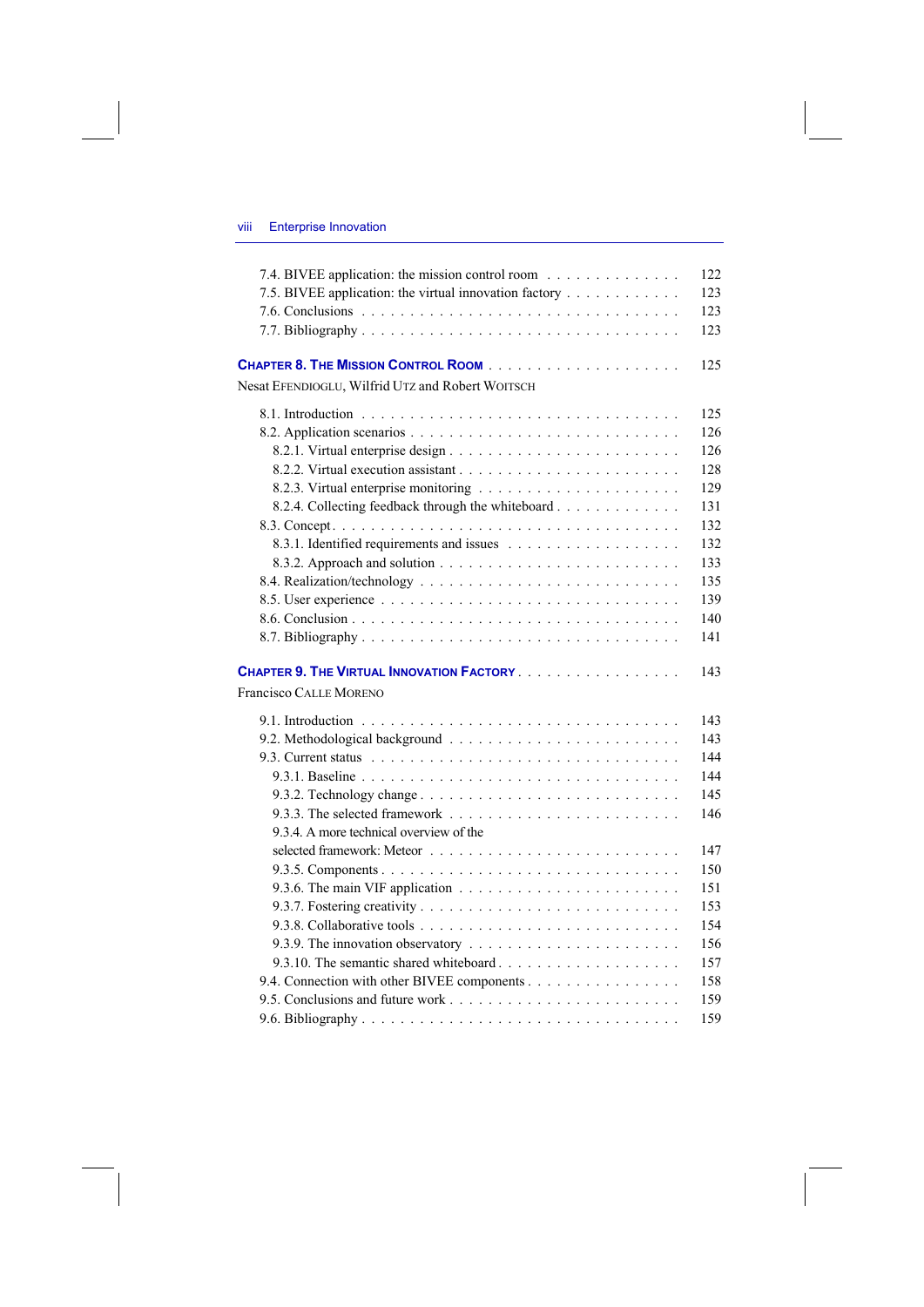7.4. BIVEE application: the mission control room . . . . . . . . . . . . . . 122
7.5. BIVEE application: the virtual innovation factory . . . . . . . . . . . 123
7.6. Conclusions . . . . . . . . . . . . . . . . . . . . . . . . . . . . . . . 123
7.7. Bibliography . . . . . . . . . . . . . . . . . . . . . . . . . . . . . . . 123

**CHAPTER 8. THE MISSION CONTROL ROOM** . . . . . . . . . . . . . . . . . . . 125
Nesat EFENDIOGLU, Wilfrid UTZ and Robert WOITSCH

8.1. Introduction . . . . . . . . . . . . . . . . . . . . . . . . . . . . . . . 125
8.2. Application scenarios . . . . . . . . . . . . . . . . . . . . . . . . . . 126
8.2.1. Virtual enterprise design . . . . . . . . . . . . . . . . . . . . . . 126
8.2.2. Virtual execution assistant . . . . . . . . . . . . . . . . . . . . . 128
8.2.3. Virtual enterprise monitoring . . . . . . . . . . . . . . . . . . . . 129
8.2.4. Collecting feedback through the whiteboard . . . . . . . . . . . . 131
8.3. Concept . . . . . . . . . . . . . . . . . . . . . . . . . . . . . . . . . . 132
8.3.1. Identified requirements and issues . . . . . . . . . . . . . . . . . 132
8.3.2. Approach and solution . . . . . . . . . . . . . . . . . . . . . . . . 133
8.4. Realization/technology . . . . . . . . . . . . . . . . . . . . . . . . . . 135
8.5. User experience . . . . . . . . . . . . . . . . . . . . . . . . . . . . . . 139
8.6. Conclusion . . . . . . . . . . . . . . . . . . . . . . . . . . . . . . . . . 140
8.7. Bibliography . . . . . . . . . . . . . . . . . . . . . . . . . . . . . . . 141

**CHAPTER 9. THE VIRTUAL INNOVATION FACTORY** . . . . . . . . . . . . . . . 143
Francisco CALLE MORENO

9.1. Introduction . . . . . . . . . . . . . . . . . . . . . . . . . . . . . . . 143
9.2. Methodological background . . . . . . . . . . . . . . . . . . . . . . . 143
9.3. Current status . . . . . . . . . . . . . . . . . . . . . . . . . . . . . . 144
9.3.1. Baseline . . . . . . . . . . . . . . . . . . . . . . . . . . . . . . . . 144
9.3.2. Technology change . . . . . . . . . . . . . . . . . . . . . . . . . . 145
9.3.3. The selected framework . . . . . . . . . . . . . . . . . . . . . . . 146
9.3.4. A more technical overview of the selected framework: Meteor . . . . . . . . . . . . . . . . . . . . . . . . 147
9.3.5. Components . . . . . . . . . . . . . . . . . . . . . . . . . . . . . . 150
9.3.6. The main VIF application . . . . . . . . . . . . . . . . . . . . . . 151
9.3.7. Fostering creativity . . . . . . . . . . . . . . . . . . . . . . . . . . 153
9.3.8. Collaborative tools . . . . . . . . . . . . . . . . . . . . . . . . . . 154
9.3.9. The innovation observatory . . . . . . . . . . . . . . . . . . . . . 156
9.3.10. The semantic shared whiteboard . . . . . . . . . . . . . . . . . . 157
9.4. Connection with other BIVEE components . . . . . . . . . . . . . . . . 158
9.5. Conclusions and future work . . . . . . . . . . . . . . . . . . . . . . . 159
9.6. Bibliography . . . . . . . . . . . . . . . . . . . . . . . . . . . . . . . 159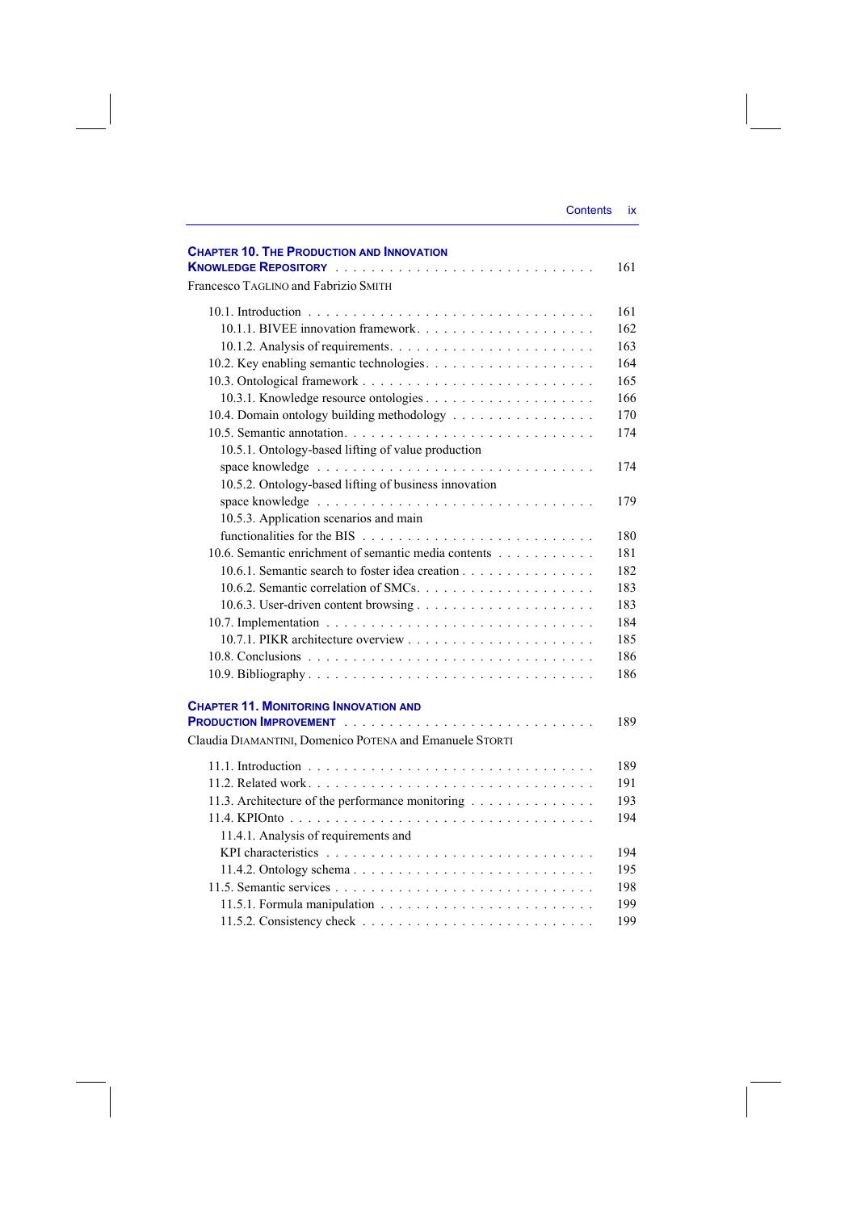**CHAPTER 10. THE PRODUCTION AND INNOVATION KNOWLEDGE REPOSITORY** . . . 161

Francesco TAGLINO and Fabrizio SMITH

- 10.1. Introduction . . . 161
  - 10.1.1. BIVEE innovation framework. . . 162
  - 10.1.2. Analysis of requirements. . . 163
- 10.2. Key enabling semantic technologies. . . 164
- 10.3. Ontological framework . . . 165
  - 10.3.1. Knowledge resource ontologies . . . 166
- 10.4. Domain ontology building methodology . . . 170
- 10.5. Semantic annotation. . . 174
  - 10.5.1. Ontology-based lifting of value production space knowledge . . . 174
  - 10.5.2. Ontology-based lifting of business innovation space knowledge . . . 179
  - 10.5.3. Application scenarios and main functionalities for the BIS . . . 180
- 10.6. Semantic enrichment of semantic media contents . . . 181
  - 10.6.1. Semantic search to foster idea creation . . . 182
  - 10.6.2. Semantic correlation of SMCs. . . 183
  - 10.6.3. User-driven content browsing . . . 183
- 10.7. Implementation . . . 184
  - 10.7.1. PIKR architecture overview . . . 185
- 10.8. Conclusions . . . 186
- 10.9. Bibliography . . . 186

**CHAPTER 11. MONITORING INNOVATION AND PRODUCTION IMPROVEMENT** . . . 189

Claudia DIAMANTINI, Domenico POTENA and Emanuele STORTI

- 11.1. Introduction . . . 189
- 11.2. Related work. . . 191
- 11.3. Architecture of the performance monitoring . . . 193
- 11.4. KPIOnto . . . 194
  - 11.4.1. Analysis of requirements and KPI characteristics . . . 194
  - 11.4.2. Ontology schema . . . 195
- 11.5. Semantic services . . . 198
  - 11.5.1. Formula manipulation . . . 199
  - 11.5.2. Consistency check . . . 199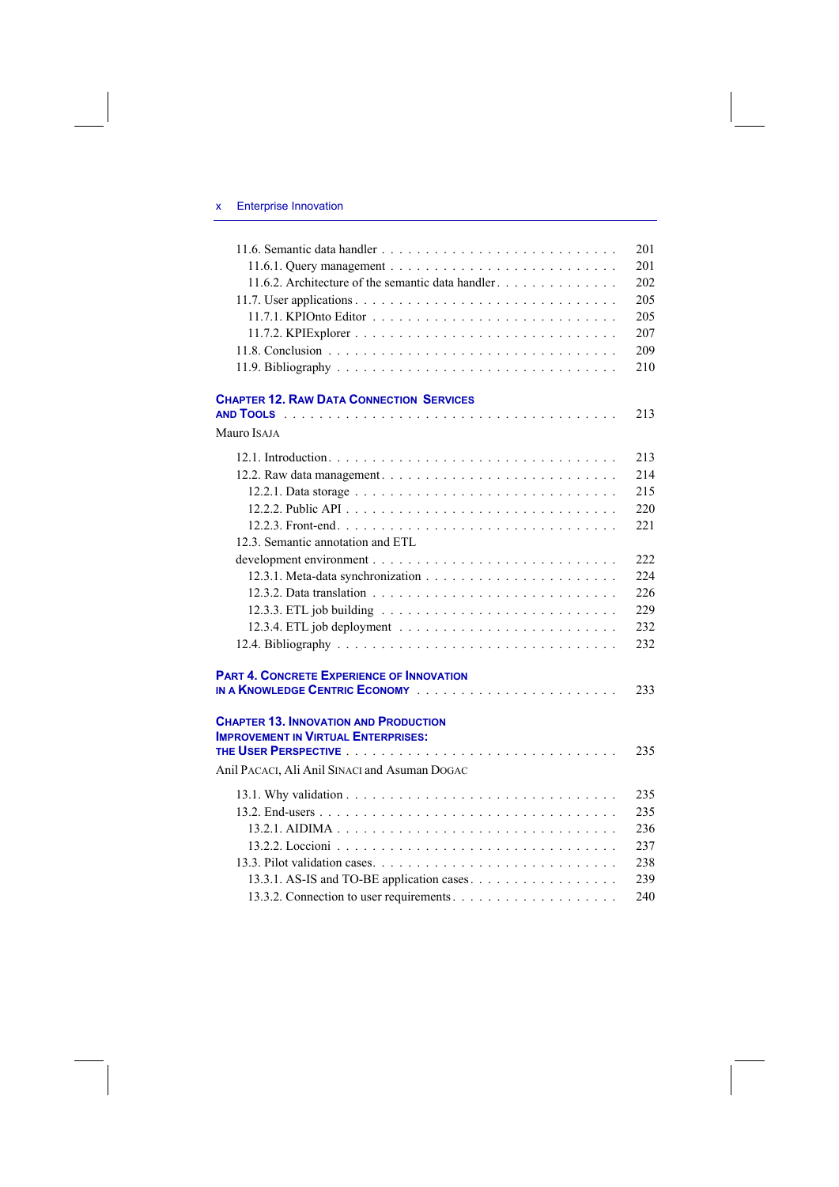11.6. Semantic data handler . . . . . . . . . . . . . . . . . . . . . . . . . . 201
  11.6.1. Query management . . . . . . . . . . . . . . . . . . . . . . . . . 201
  11.6.2. Architecture of the semantic data handler . . . . . . . . . . . . . 202
11.7. User applications . . . . . . . . . . . . . . . . . . . . . . . . . . . 205
  11.7.1. KPIOnto Editor . . . . . . . . . . . . . . . . . . . . . . . . . 205
  11.7.2. KPIExplorer . . . . . . . . . . . . . . . . . . . . . . . . . . . 207
11.8. Conclusion . . . . . . . . . . . . . . . . . . . . . . . . . . . . . . 209
11.9. Bibliography . . . . . . . . . . . . . . . . . . . . . . . . . . . . . 210

**CHAPTER 12. RAW DATA CONNECTION SERVICES AND TOOLS** . . . . . . . . . . . . . . . . . . . . . . . . . . . . . . 213

Mauro ISAJA

12.1. Introduction . . . . . . . . . . . . . . . . . . . . . . . . . . . . . . 213
12.2. Raw data management . . . . . . . . . . . . . . . . . . . . . . . . . 214
  12.2.1. Data storage . . . . . . . . . . . . . . . . . . . . . . . . . . . 215
  12.2.2. Public API . . . . . . . . . . . . . . . . . . . . . . . . . . . . 220
  12.2.3. Front-end . . . . . . . . . . . . . . . . . . . . . . . . . . . . 221
12.3. Semantic annotation and ETL development environment . . . . . . . . . . . . . . . . . . . . . . . . 222
  12.3.1. Meta-data synchronization . . . . . . . . . . . . . . . . . . . . 224
  12.3.2. Data translation . . . . . . . . . . . . . . . . . . . . . . . . . 226
  12.3.3. ETL job building . . . . . . . . . . . . . . . . . . . . . . . . 229
  12.3.4. ETL job deployment . . . . . . . . . . . . . . . . . . . . . . . 232
12.4. Bibliography . . . . . . . . . . . . . . . . . . . . . . . . . . . . . 232

**PART 4. CONCRETE EXPERIENCE OF INNOVATION IN A KNOWLEDGE CENTRIC ECONOMY** . . . . . . . . . . . . . . . . . . . . . . 233

**CHAPTER 13. INNOVATION AND PRODUCTION IMPROVEMENT IN VIRTUAL ENTERPRISES: THE USER PERSPECTIVE** . . . . . . . . . . . . . . . . . . . . . . . . . . . . . . . . 235

Anil PACACI, Ali Anil SINACI and Asuman DOGAC

13.1. Why validation . . . . . . . . . . . . . . . . . . . . . . . . . . . . . 235
13.2. End-users . . . . . . . . . . . . . . . . . . . . . . . . . . . . . . . 235
  13.2.1. AIDIMA . . . . . . . . . . . . . . . . . . . . . . . . . . . . . 236
  13.2.2. Loccioni . . . . . . . . . . . . . . . . . . . . . . . . . . . . 237
13.3. Pilot validation cases . . . . . . . . . . . . . . . . . . . . . . . . . 238
  13.3.1. AS-IS and TO-BE application cases . . . . . . . . . . . . . . . . 239
  13.3.2. Connection to user requirements . . . . . . . . . . . . . . . . . . 240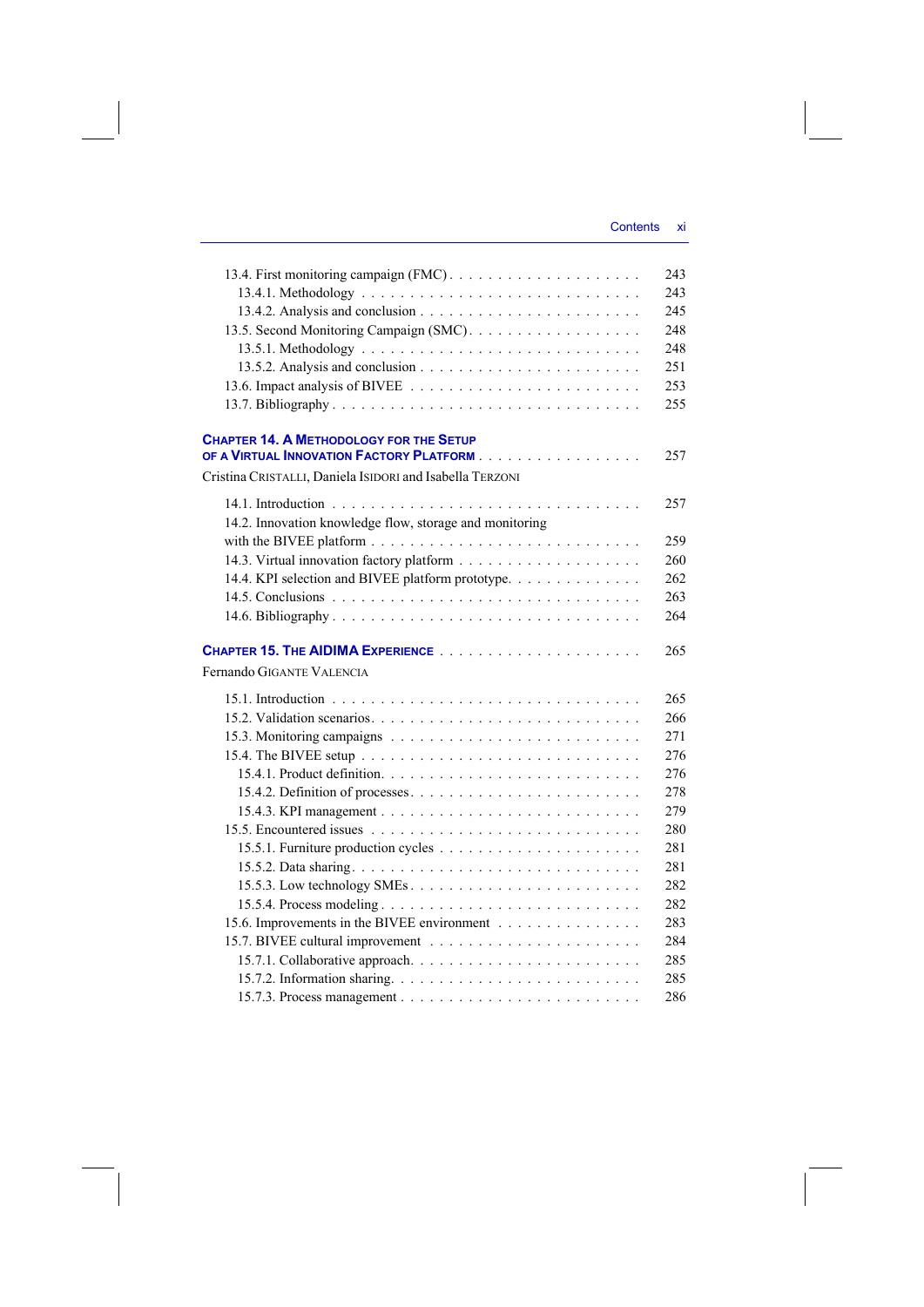13.4. First monitoring campaign (FMC) . . . . . . . . . . . . . . . . . . . . 243
13.4.1. Methodology . . . . . . . . . . . . . . . . . . . . . . . . . . . . 243
13.4.2. Analysis and conclusion . . . . . . . . . . . . . . . . . . . . . . 245
13.5. Second Monitoring Campaign (SMC) . . . . . . . . . . . . . . . . . . 248
13.5.1. Methodology . . . . . . . . . . . . . . . . . . . . . . . . . . . . 248
13.5.2. Analysis and conclusion . . . . . . . . . . . . . . . . . . . . . . 251
13.6. Impact analysis of BIVEE . . . . . . . . . . . . . . . . . . . . . . . 253
13.7. Bibliography . . . . . . . . . . . . . . . . . . . . . . . . . . . . . 255

**CHAPTER 14. A METHODOLOGY FOR THE SETUP OF A VIRTUAL INNOVATION FACTORY PLATFORM** . . . . . . . . . . . . . . . . 257

Cristina CRISTALLI, Daniela ISIDORI and Isabella TERZONI

14.1. Introduction . . . . . . . . . . . . . . . . . . . . . . . . . . . . . 257
14.2. Innovation knowledge flow, storage and monitoring with the BIVEE platform . . . . . . . . . . . . . . . . . . . . . . . . . . 259
14.3. Virtual innovation factory platform . . . . . . . . . . . . . . . . . . 260
14.4. KPI selection and BIVEE platform prototype. . . . . . . . . . . . . . 262
14.5. Conclusions . . . . . . . . . . . . . . . . . . . . . . . . . . . . . 263
14.6. Bibliography . . . . . . . . . . . . . . . . . . . . . . . . . . . . . 264

**CHAPTER 15. THE AIDIMA EXPERIENCE** . . . . . . . . . . . . . . . . . . . 265

Fernando GIGANTE VALENCIA

15.1. Introduction . . . . . . . . . . . . . . . . . . . . . . . . . . . . . 265
15.2. Validation scenarios. . . . . . . . . . . . . . . . . . . . . . . . . . 266
15.3. Monitoring campaigns . . . . . . . . . . . . . . . . . . . . . . . . 271
15.4. The BIVEE setup . . . . . . . . . . . . . . . . . . . . . . . . . . . 276
15.4.1. Product definition. . . . . . . . . . . . . . . . . . . . . . . . . 276
15.4.2. Definition of processes. . . . . . . . . . . . . . . . . . . . . . . 278
15.4.3. KPI management . . . . . . . . . . . . . . . . . . . . . . . . . 279
15.5. Encountered issues . . . . . . . . . . . . . . . . . . . . . . . . . . 280
15.5.1. Furniture production cycles . . . . . . . . . . . . . . . . . . . . 281
15.5.2. Data sharing. . . . . . . . . . . . . . . . . . . . . . . . . . . . 281
15.5.3. Low technology SMEs . . . . . . . . . . . . . . . . . . . . . . . 282
15.5.4. Process modeling . . . . . . . . . . . . . . . . . . . . . . . . . 282
15.6. Improvements in the BIVEE environment . . . . . . . . . . . . . . . 283
15.7. BIVEE cultural improvement . . . . . . . . . . . . . . . . . . . . . 284
15.7.1. Collaborative approach. . . . . . . . . . . . . . . . . . . . . . . 285
15.7.2. Information sharing. . . . . . . . . . . . . . . . . . . . . . . . . 285
15.7.3. Process management . . . . . . . . . . . . . . . . . . . . . . . . 286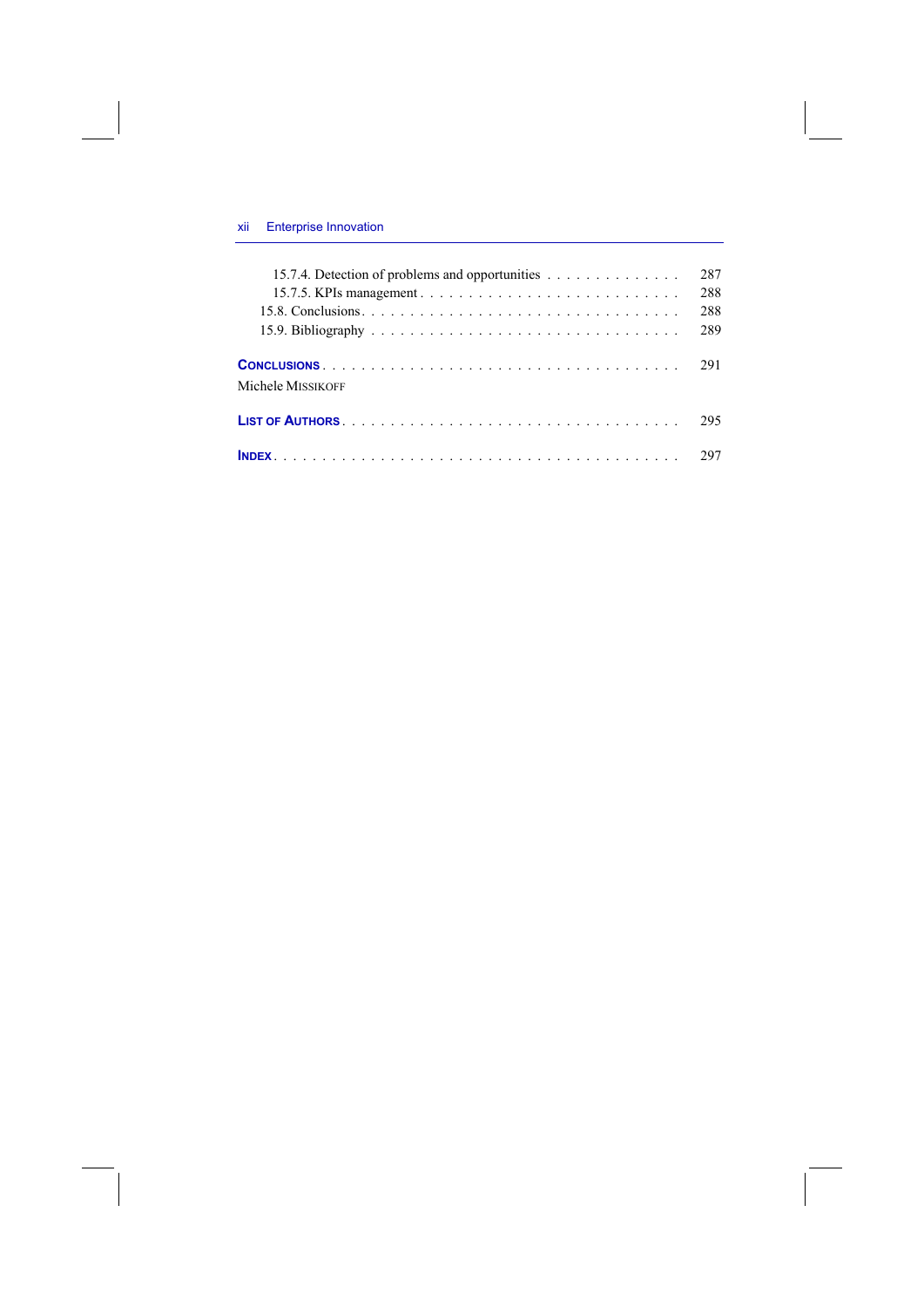15.7.4. Detection of problems and opportunities . . . . . . . . . . . . . . 287
15.7.5. KPIs management . . . . . . . . . . . . . . . . . . . . . . . . . . . 288
15.8. Conclusions . . . . . . . . . . . . . . . . . . . . . . . . . . . . . . . . 288
15.9. Bibliography . . . . . . . . . . . . . . . . . . . . . . . . . . . . . . . 289

**CONCLUSIONS** . . . . . . . . . . . . . . . . . . . . . . . . . . . . . . . . . . 291
Michele MISSIKOFF

**LIST OF AUTHORS** . . . . . . . . . . . . . . . . . . . . . . . . . . . . . . . . 295

**INDEX** . . . . . . . . . . . . . . . . . . . . . . . . . . . . . . . . . . . . . . 297